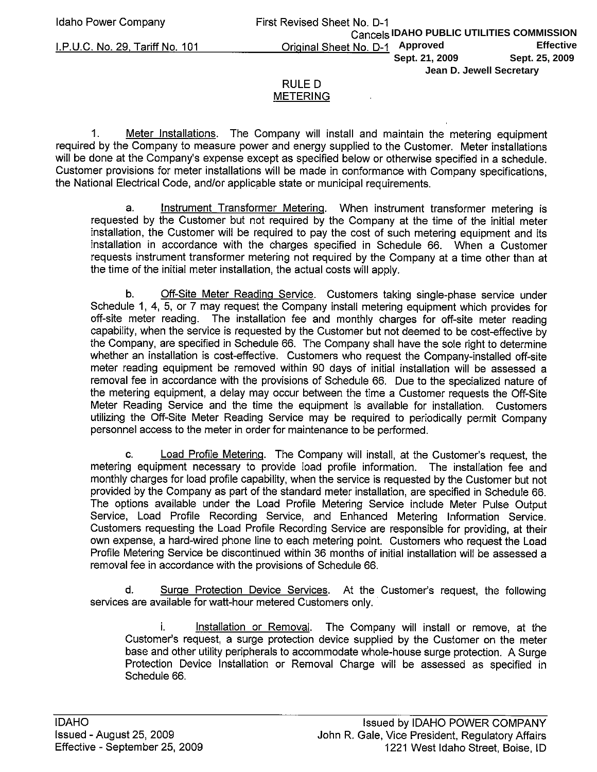Idaho Power Company First Revised Sheet No. D-1
Cancels
I.P.U.C. No. 29, Tariff No. 101 Original Sheet No. D-1

IDAHO PUBLIC UTILITIES COMMISSION
Approved Sept. 21, 2009 Effective Sept. 25, 2009
Jean D. Jewell Secretary

# RULE D
## METERING

1. Meter Installations. The Company will install and maintain the metering equipment required by the Company to measure power and energy supplied to the Customer. Meter installations will be done at the Company's expense except as specified below or otherwise specified in a schedule. Customer provisions for meter installations will be made in conformance with Company specifications, the National Electrical Code, and/or applicable state or municipal requirements.

a. Instrument Transformer Metering. When instrument transformer metering is requested by the Customer but not required by the Company at the time of the initial meter installation, the Customer will be required to pay the cost of such metering equipment and its installation in accordance with the charges specified in Schedule 66. When a Customer requests instrument transformer metering not required by the Company at a time other than at the time of the initial meter installation, the actual costs will apply.

b. Off-Site Meter Reading Service. Customers taking single-phase service under Schedule 1, 4, 5, or 7 may request the Company install metering equipment which provides for off-site meter reading. The installation fee and monthly charges for off-site meter reading capability, when the service is requested by the Customer but not deemed to be cost-effective by the Company, are specified in Schedule 66. The Company shall have the sole right to determine whether an installation is cost-effective. Customers who request the Company-installed off-site meter reading equipment be removed within 90 days of initial installation will be assessed a removal fee in accordance with the provisions of Schedule 66. Due to the specialized nature of the metering equipment, a delay may occur between the time a Customer requests the Off-Site Meter Reading Service and the time the equipment is available for installation. Customers utilizing the Off-Site Meter Reading Service may be required to periodically permit Company personnel access to the meter in order for maintenance to be performed.

c. Load Profile Metering. The Company will install, at the Customer's request, the metering equipment necessary to provide load profile information. The installation fee and monthly charges for load profile capability, when the service is requested by the Customer but not provided by the Company as part of the standard meter installation, are specified in Schedule 66. The options available under the Load Profile Metering Service include Meter Pulse Output Service, Load Profile Recording Service, and Enhanced Metering Information Service. Customers requesting the Load Profile Recording Service are responsible for providing, at their own expense, a hard-wired phone line to each metering point. Customers who request the Load Profile Metering Service be discontinued within 36 months of initial installation will be assessed a removal fee in accordance with the provisions of Schedule 66.

d. Surge Protection Device Services. At the Customer's request, the following services are available for watt-hour metered Customers only.

i. Installation or Removal. The Company will install or remove, at the Customer's request, a surge protection device supplied by the Customer on the meter base and other utility peripherals to accommodate whole-house surge protection. A Surge Protection Device Installation or Removal Charge will be assessed as specified in Schedule 66.

IDAHO
Issued - August 25, 2009
Effective - September 25, 2009

Issued by IDAHO POWER COMPANY
John R. Gale, Vice President, Regulatory Affairs
1221 West Idaho Street, Boise, ID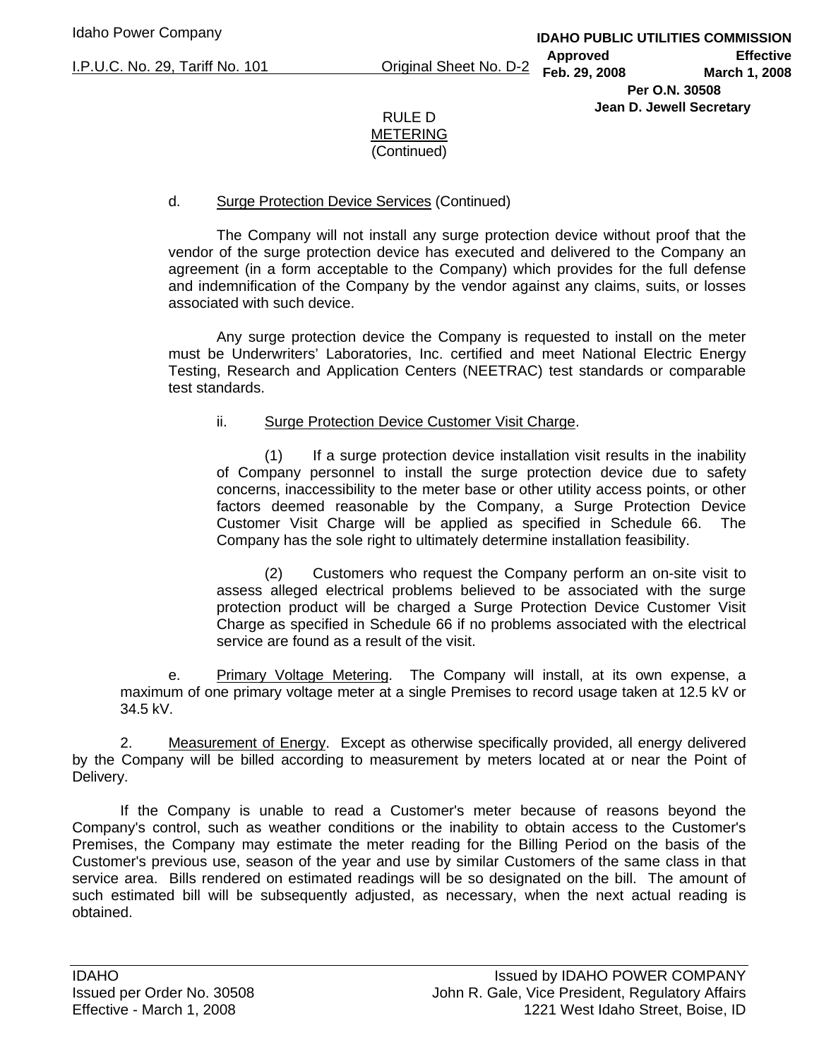RULE D
METERING
(Continued)

d. Surge Protection Device Services (Continued)

The Company will not install any surge protection device without proof that the vendor of the surge protection device has executed and delivered to the Company an agreement (in a form acceptable to the Company) which provides for the full defense and indemnification of the Company by the vendor against any claims, suits, or losses associated with such device.

Any surge protection device the Company is requested to install on the meter must be Underwriters' Laboratories, Inc. certified and meet National Electric Energy Testing, Research and Application Centers (NEETRAC) test standards or comparable test standards.

ii. Surge Protection Device Customer Visit Charge.

(1) If a surge protection device installation visit results in the inability of Company personnel to install the surge protection device due to safety concerns, inaccessibility to the meter base or other utility access points, or other factors deemed reasonable by the Company, a Surge Protection Device Customer Visit Charge will be applied as specified in Schedule 66. The Company has the sole right to ultimately determine installation feasibility.

(2) Customers who request the Company perform an on-site visit to assess alleged electrical problems believed to be associated with the surge protection product will be charged a Surge Protection Device Customer Visit Charge as specified in Schedule 66 if no problems associated with the electrical service are found as a result of the visit.

e. Primary Voltage Metering. The Company will install, at its own expense, a maximum of one primary voltage meter at a single Premises to record usage taken at 12.5 kV or 34.5 kV.

2. Measurement of Energy. Except as otherwise specifically provided, all energy delivered by the Company will be billed according to measurement by meters located at or near the Point of Delivery.

If the Company is unable to read a Customer's meter because of reasons beyond the Company's control, such as weather conditions or the inability to obtain access to the Customer's Premises, the Company may estimate the meter reading for the Billing Period on the basis of the Customer's previous use, season of the year and use by similar Customers of the same class in that service area. Bills rendered on estimated readings will be so designated on the bill. The amount of such estimated bill will be subsequently adjusted, as necessary, when the next actual reading is obtained.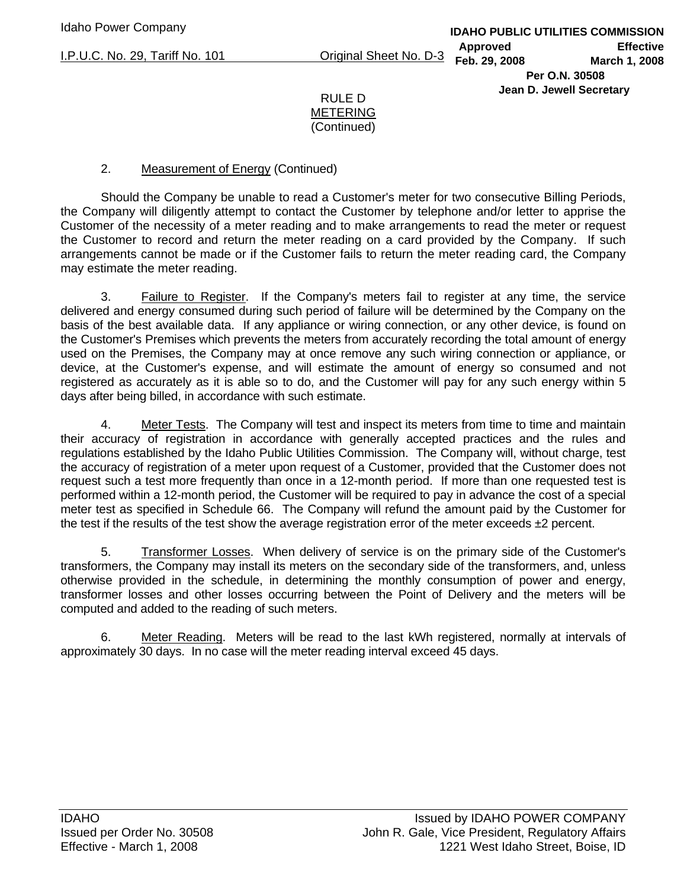## RULE D
## METERING
(Continued)

2. Measurement of Energy (Continued)

Should the Company be unable to read a Customer's meter for two consecutive Billing Periods, the Company will diligently attempt to contact the Customer by telephone and/or letter to apprise the Customer of the necessity of a meter reading and to make arrangements to read the meter or request the Customer to record and return the meter reading on a card provided by the Company. If such arrangements cannot be made or if the Customer fails to return the meter reading card, the Company may estimate the meter reading.

3. Failure to Register. If the Company's meters fail to register at any time, the service delivered and energy consumed during such period of failure will be determined by the Company on the basis of the best available data. If any appliance or wiring connection, or any other device, is found on the Customer's Premises which prevents the meters from accurately recording the total amount of energy used on the Premises, the Company may at once remove any such wiring connection or appliance, or device, at the Customer's expense, and will estimate the amount of energy so consumed and not registered as accurately as it is able so to do, and the Customer will pay for any such energy within 5 days after being billed, in accordance with such estimate.

4. Meter Tests. The Company will test and inspect its meters from time to time and maintain their accuracy of registration in accordance with generally accepted practices and the rules and regulations established by the Idaho Public Utilities Commission. The Company will, without charge, test the accuracy of registration of a meter upon request of a Customer, provided that the Customer does not request such a test more frequently than once in a 12-month period. If more than one requested test is performed within a 12-month period, the Customer will be required to pay in advance the cost of a special meter test as specified in Schedule 66. The Company will refund the amount paid by the Customer for the test if the results of the test show the average registration error of the meter exceeds ±2 percent.

5. Transformer Losses. When delivery of service is on the primary side of the Customer's transformers, the Company may install its meters on the secondary side of the transformers, and, unless otherwise provided in the schedule, in determining the monthly consumption of power and energy, transformer losses and other losses occurring between the Point of Delivery and the meters will be computed and added to the reading of such meters.

6. Meter Reading. Meters will be read to the last kWh registered, normally at intervals of approximately 30 days. In no case will the meter reading interval exceed 45 days.